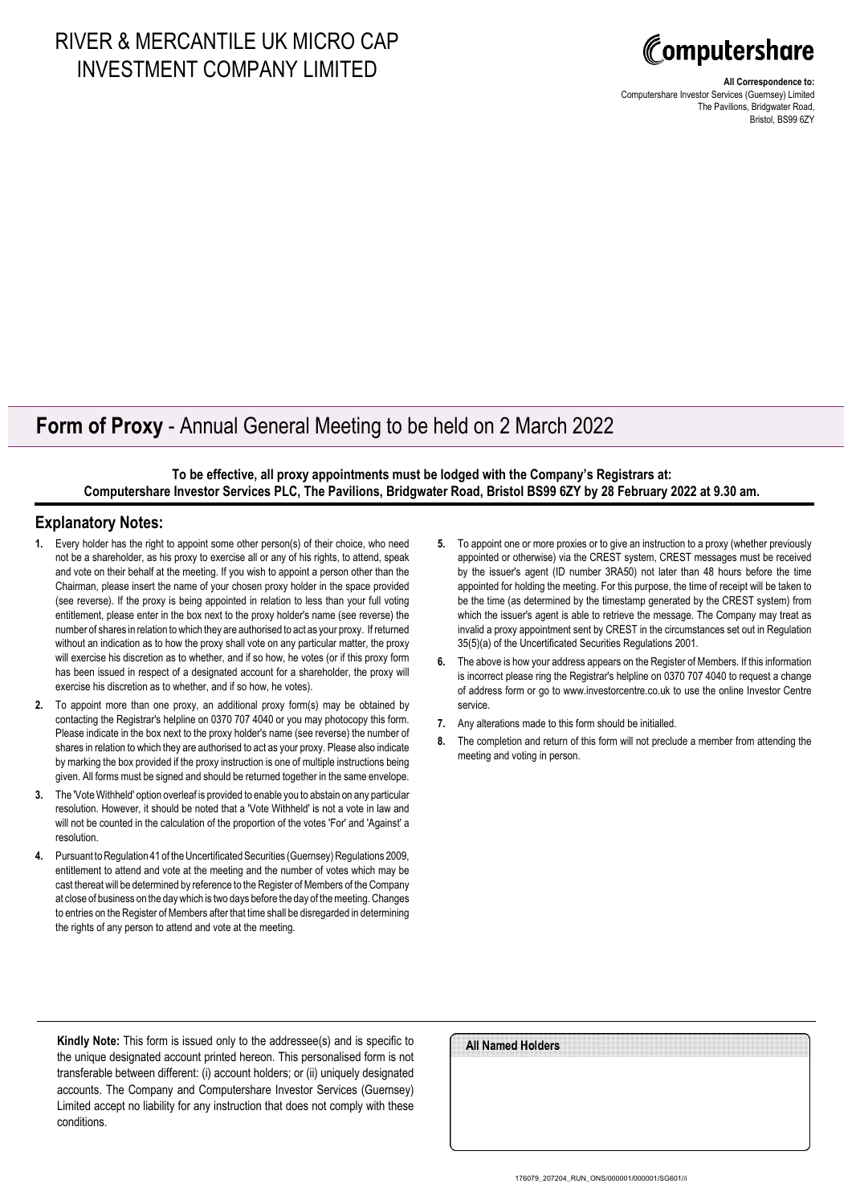# RIVER & MERCANTILE UK MICRO CAP INVESTMENT COMPANY LIMITED

Computershare

**All Correspondence to:**
Computershare Investor Services (Guernsey) Limited
The Pavilions, Bridgwater Road,
Bristol, BS99 6ZY

## **Form of Proxy** - Annual General Meeting to be held on 2 March 2022

**To be effective, all proxy appointments must be lodged with the Company's Registrars at: Computershare Investor Services PLC, The Pavilions, Bridgwater Road, Bristol BS99 6ZY by 28 February 2022 at 9.30 am.**

## Explanatory Notes:

1. Every holder has the right to appoint some other person(s) of their choice, who need not be a shareholder, as his proxy to exercise all or any of his rights, to attend, speak and vote on their behalf at the meeting. If you wish to appoint a person other than the Chairman, please insert the name of your chosen proxy holder in the space provided (see reverse). If the proxy is being appointed in relation to less than your full voting entitlement, please enter in the box next to the proxy holder's name (see reverse) the number of shares in relation to which they are authorised to act as your proxy. If returned without an indication as to how the proxy shall vote on any particular matter, the proxy will exercise his discretion as to whether, and if so how, he votes (or if this proxy form has been issued in respect of a designated account for a shareholder, the proxy will exercise his discretion as to whether, and if so how, he votes).
2. To appoint more than one proxy, an additional proxy form(s) may be obtained by contacting the Registrar's helpline on 0370 707 4040 or you may photocopy this form. Please indicate in the box next to the proxy holder's name (see reverse) the number of shares in relation to which they are authorised to act as your proxy. Please also indicate by marking the box provided if the proxy instruction is one of multiple instructions being given. All forms must be signed and should be returned together in the same envelope.
3. The 'Vote Withheld' option overleaf is provided to enable you to abstain on any particular resolution. However, it should be noted that a 'Vote Withheld' is not a vote in law and will not be counted in the calculation of the proportion of the votes 'For' and 'Against' a resolution.
4. Pursuant to Regulation 41 of the Uncertificated Securities (Guernsey) Regulations 2009, entitlement to attend and vote at the meeting and the number of votes which may be cast thereat will be determined by reference to the Register of Members of the Company at close of business on the day which is two days before the day of the meeting. Changes to entries on the Register of Members after that time shall be disregarded in determining the rights of any person to attend and vote at the meeting.
5. To appoint one or more proxies or to give an instruction to a proxy (whether previously appointed or otherwise) via the CREST system, CREST messages must be received by the issuer's agent (ID number 3RA50) not later than 48 hours before the time appointed for holding the meeting. For this purpose, the time of receipt will be taken to be the time (as determined by the timestamp generated by the CREST system) from which the issuer's agent is able to retrieve the message. The Company may treat as invalid a proxy appointment sent by CREST in the circumstances set out in Regulation 35(5)(a) of the Uncertificated Securities Regulations 2001.
6. The above is how your address appears on the Register of Members. If this information is incorrect please ring the Registrar's helpline on 0370 707 4040 to request a change of address form or go to www.investorcentre.co.uk to use the online Investor Centre service.
7. Any alterations made to this form should be initialled.
8. The completion and return of this form will not preclude a member from attending the meeting and voting in person.

**Kindly Note:** This form is issued only to the addressee(s) and is specific to the unique designated account printed hereon. This personalised form is not transferable between different: (i) account holders; or (ii) uniquely designated accounts. The Company and Computershare Investor Services (Guernsey) Limited accept no liability for any instruction that does not comply with these conditions.

All Named Holders

176079_207204_RUN_ONS/000001/000001/SG601//i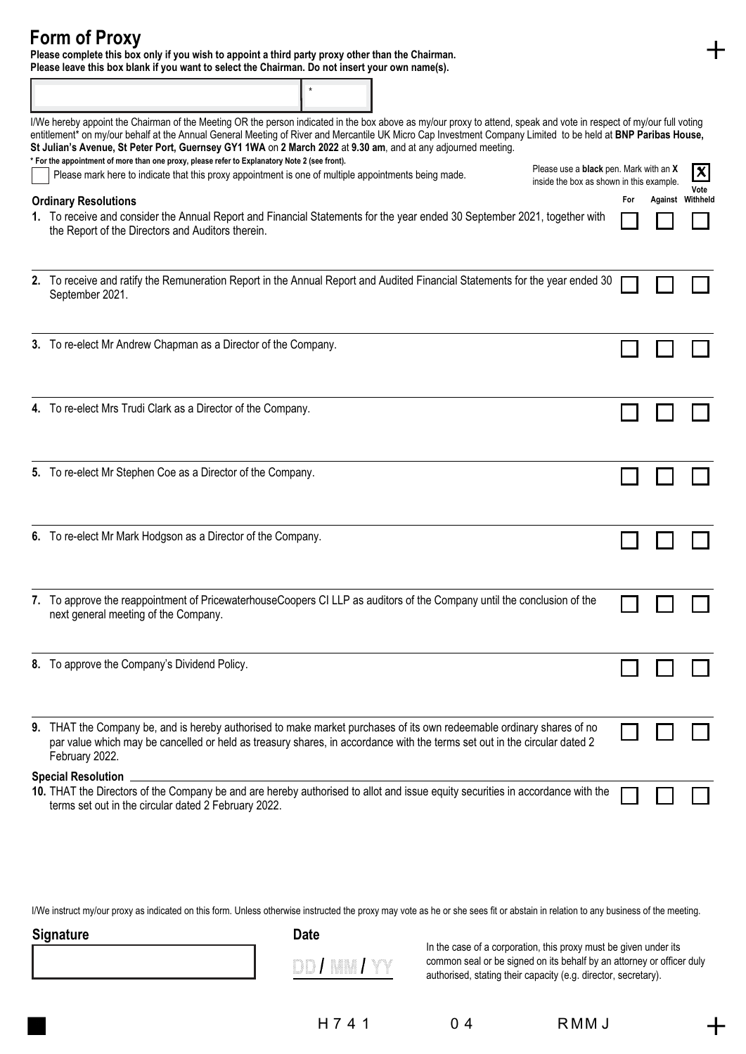# Form of Proxy

**Please complete this box only if you wish to appoint a third party proxy other than the Chairman.**
**Please leave this box blank if you want to select the Chairman. Do not insert your own name(s).**

| | * |
|---|---|
| | |

I/We hereby appoint the Chairman of the Meeting OR the person indicated in the box above as my/our proxy to attend, speak and vote in respect of my/our full voting entitlement* on my/our behalf at the Annual General Meeting of River and Mercantile UK Micro Cap Investment Company Limited to be held at **BNP Paribas House, St Julian's Avenue, St Peter Port, Guernsey GY1 1WA** on **2 March 2022** at **9.30 am**, and at any adjourned meeting.

**\* For the appointment of more than one proxy, please refer to Explanatory Note 2 (see front).**

☐ Please mark here to indicate that this proxy appointment is one of multiple appointments being made.

Please use a **black** pen. Mark with an **X** inside the box as shown in this example. ☒

| | For | Against | Vote Withheld |
|---|---|---|---|
| **Ordinary Resolutions** | | | |
| **1.** To receive and consider the Annual Report and Financial Statements for the year ended 30 September 2021, together with the Report of the Directors and Auditors therein. | ☐ | ☐ | ☐ |
| **2.** To receive and ratify the Remuneration Report in the Annual Report and Audited Financial Statements for the year ended 30 September 2021. | ☐ | ☐ | ☐ |
| **3.** To re-elect Mr Andrew Chapman as a Director of the Company. | ☐ | ☐ | ☐ |
| **4.** To re-elect Mrs Trudi Clark as a Director of the Company. | ☐ | ☐ | ☐ |
| **5.** To re-elect Mr Stephen Coe as a Director of the Company. | ☐ | ☐ | ☐ |
| **6.** To re-elect Mr Mark Hodgson as a Director of the Company. | ☐ | ☐ | ☐ |
| **7.** To approve the reappointment of PricewaterhouseCoopers CI LLP as auditors of the Company until the conclusion of the next general meeting of the Company. | ☐ | ☐ | ☐ |
| **8.** To approve the Company's Dividend Policy. | ☐ | ☐ | ☐ |
| **9.** THAT the Company be, and is hereby authorised to make market purchases of its own redeemable ordinary shares of no par value which may be cancelled or held as treasury shares, in accordance with the terms set out in the circular dated 2 February 2022. | ☐ | ☐ | ☐ |
| **Special Resolution** | | | |
| **10.** THAT the Directors of the Company be and are hereby authorised to allot and issue equity securities in accordance with the terms set out in the circular dated 2 February 2022. | ☐ | ☐ | ☐ |

I/We instruct my/our proxy as indicated on this form. Unless otherwise instructed the proxy may vote as he or she sees fit or abstain in relation to any business of the meeting.

**Signature**

**Date**

DD / MM / YY

In the case of a corporation, this proxy must be given under its common seal or be signed on its behalf by an attorney or officer duly authorised, stating their capacity (e.g. director, secretary).

H741 04 RMMJ